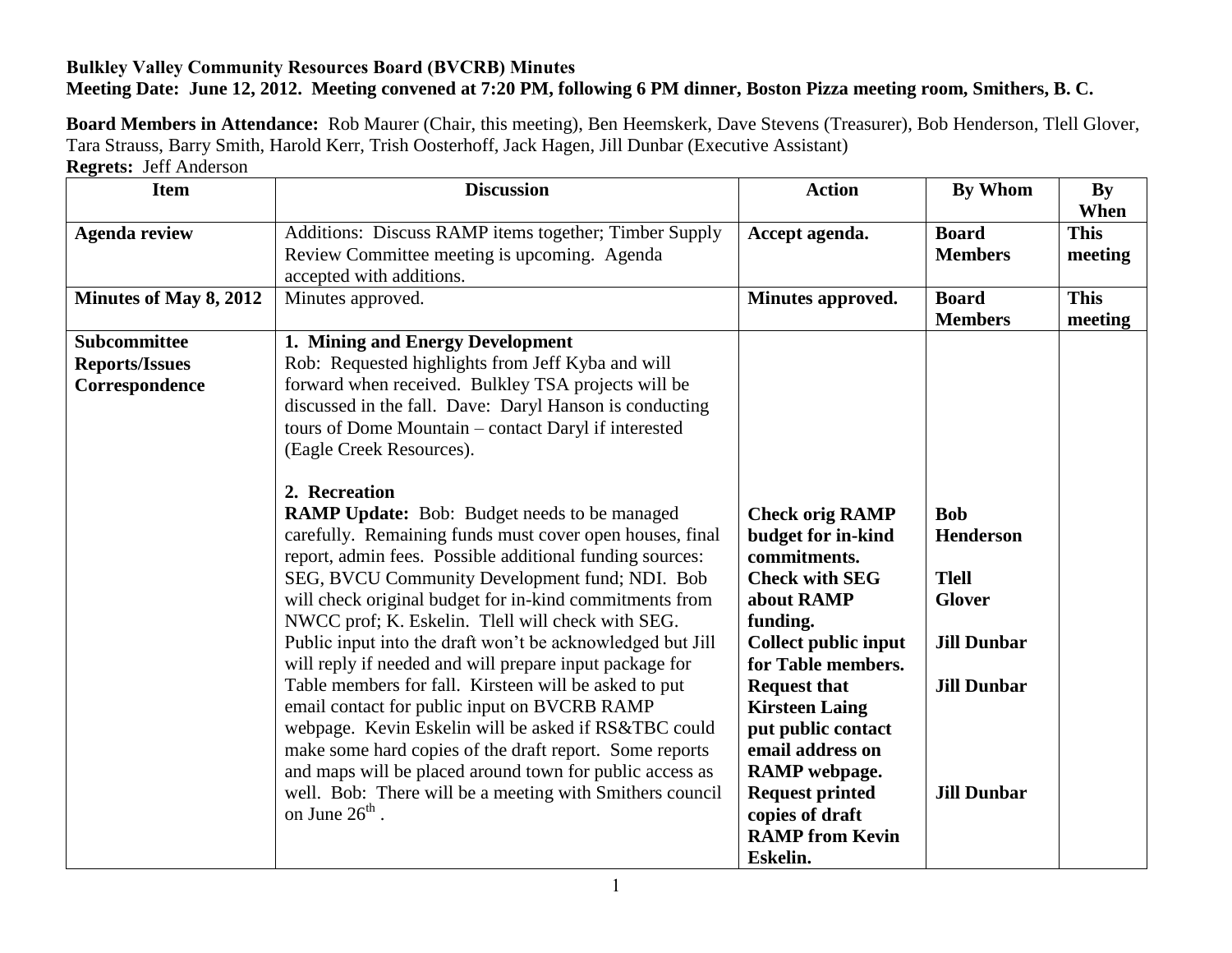**Bulkley Valley Community Resources Board (BVCRB) Minutes**
**Meeting Date: June 12, 2012. Meeting convened at 7:20 PM, following 6 PM dinner, Boston Pizza meeting room, Smithers, B. C.**

**Board Members in Attendance:** Rob Maurer (Chair, this meeting), Ben Heemskerk, Dave Stevens (Treasurer), Bob Henderson, Tlell Glover, Tara Strauss, Barry Smith, Harold Kerr, Trish Oosterhoff, Jack Hagen, Jill Dunbar (Executive Assistant)
**Regrets:** Jeff Anderson

| Item | Discussion | Action | By Whom | By When |
|---|---|---|---|---|
| **Agenda review** | Additions: Discuss RAMP items together; Timber Supply Review Committee meeting is upcoming. Agenda accepted with additions. | **Accept agenda.** | **Board Members** | **This meeting** |
| **Minutes of May 8, 2012** | Minutes approved. | **Minutes approved.** | **Board Members** | **This meeting** |
| **Subcommittee Reports/Issues Correspondence** | **1. Mining and Energy Development**<br>Rob: Requested highlights from Jeff Kyba and will forward when received. Bulkley TSA projects will be discussed in the fall. Dave: Daryl Hanson is conducting tours of Dome Mountain – contact Daryl if interested (Eagle Creek Resources).<br><br>**2. Recreation**<br>**RAMP Update:** Bob: Budget needs to be managed carefully. Remaining funds must cover open houses, final report, admin fees. Possible additional funding sources: SEG, BVCU Community Development fund; NDI. Bob will check original budget for in-kind commitments from NWCC prof; K. Eskelin. Tlell will check with SEG. Public input into the draft won't be acknowledged but Jill will reply if needed and will prepare input package for Table members for fall. Kirsteen will be asked to put email contact for public input on BVCRB RAMP webpage. Kevin Eskelin will be asked if RS&TBC could make some hard copies of the draft report. Some reports and maps will be placed around town for public access as well. Bob: There will be a meeting with Smithers council on June 26th . | **Check orig RAMP budget for in-kind commitments.**<br>**Check with SEG about RAMP funding.**<br>**Collect public input for Table members.**<br>**Request that Kirsteen Laing put public contact email address on RAMP webpage.**<br>**Request printed copies of draft RAMP from Kevin Eskelin.** | **Bob Henderson**<br><br>**Tlell Glover**<br><br>**Jill Dunbar**<br><br>**Jill Dunbar**<br><br>**Jill Dunbar** | |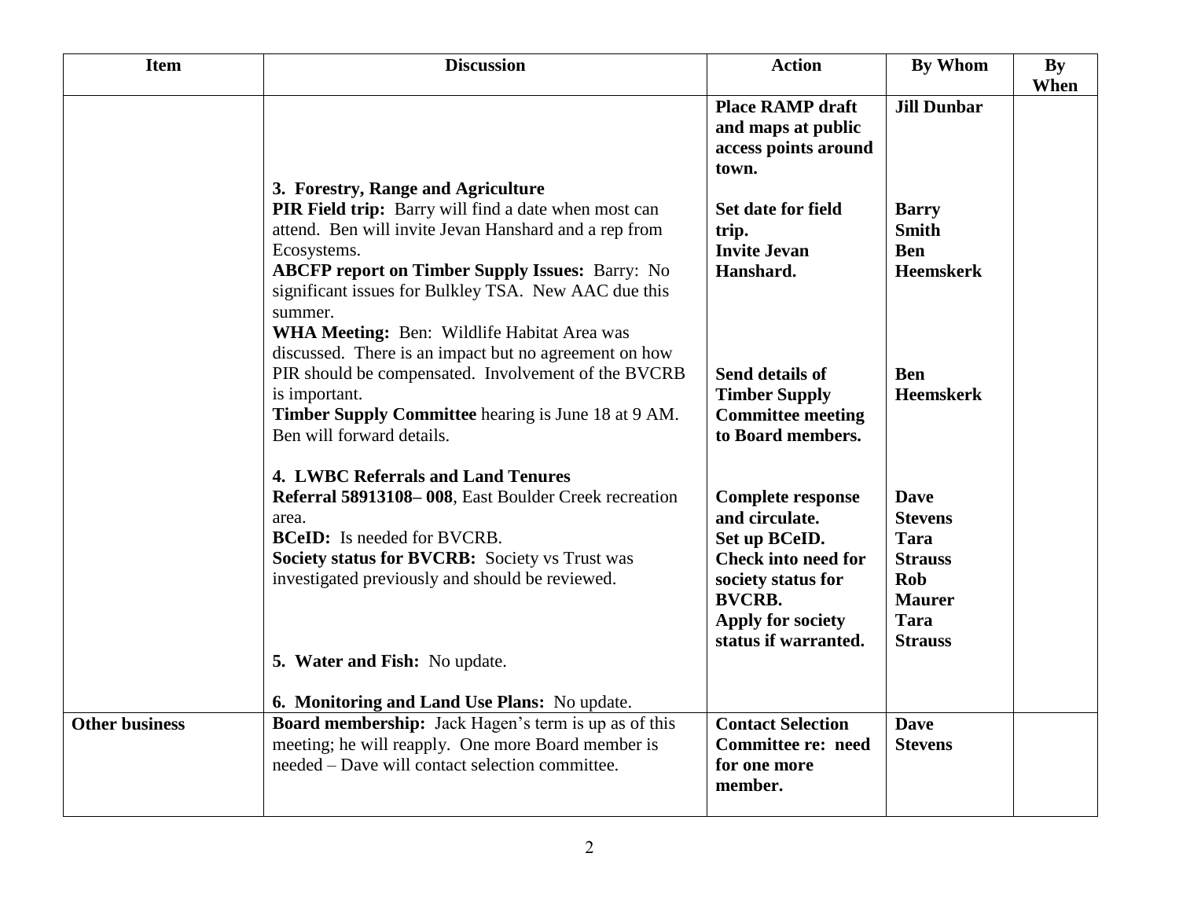| Item | Discussion | Action | By Whom | By When |
|---|---|---|---|---|
| | | **Place RAMP draft and maps at public access points around town.** | **Jill Dunbar** | |
| | **3. Forestry, Range and Agriculture**<br>**PIR Field trip:** Barry will find a date when most can attend. Ben will invite Jevan Hanshard and a rep from Ecosystems.<br>**ABCFP report on Timber Supply Issues:** Barry: No significant issues for Bulkley TSA. New AAC due this summer.<br>**WHA Meeting:** Ben: Wildlife Habitat Area was discussed. There is an impact but no agreement on how PIR should be compensated. Involvement of the BVCRB is important.<br>**Timber Supply Committee** hearing is June 18 at 9 AM. Ben will forward details. | **Set date for field trip.**<br>**Invite Jevan Hanshard.**<br><br>**Send details of Timber Supply Committee meeting to Board members.** | **Barry Smith**<br>**Ben Heemskerk**<br><br>**Ben Heemskerk** | |
| | **4. LWBC Referrals and Land Tenures**<br>**Referral 58913108– 008**, East Boulder Creek recreation area.<br>**BCeID:** Is needed for BVCRB.<br>**Society status for BVCRB:** Society vs Trust was investigated previously and should be reviewed. | **Complete response and circulate.**<br>**Set up BCeID.**<br>**Check into need for society status for BVCRB.**<br>**Apply for society status if warranted.** | **Dave Stevens**<br>**Tara Strauss**<br>**Rob Maurer**<br>**Tara Strauss** | |
| | **5. Water and Fish:** No update.<br><br>**6. Monitoring and Land Use Plans:** No update. | | | |
| **Other business** | **Board membership:** Jack Hagen's term is up as of this meeting; he will reapply. One more Board member is needed – Dave will contact selection committee. | **Contact Selection Committee re: need for one more member.** | **Dave Stevens** | |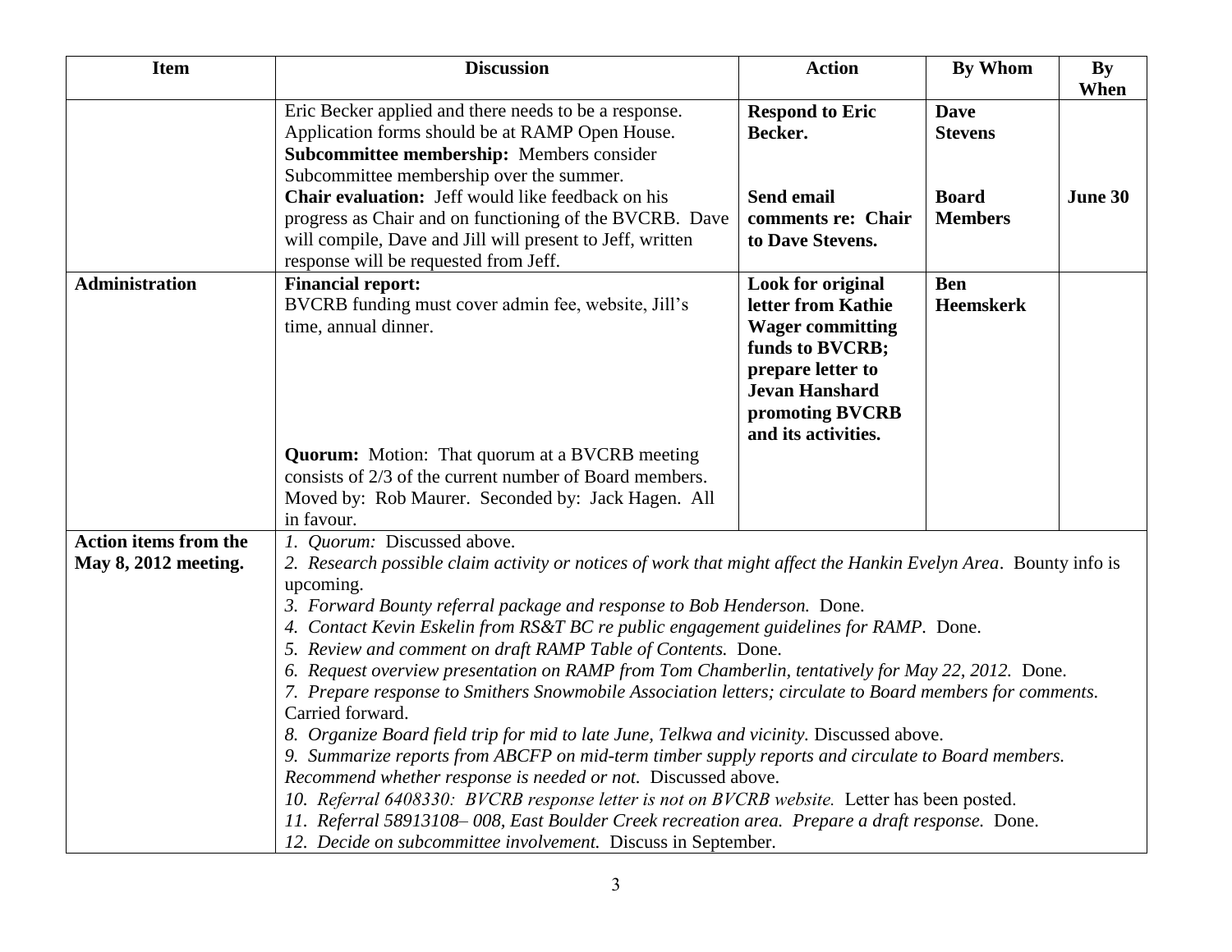| Item | Discussion | Action | By Whom | By When |
|---|---|---|---|---|
| | Eric Becker applied and there needs to be a response. Application forms should be at RAMP Open House.<br>**Subcommittee membership:** Members consider Subcommittee membership over the summer.<br>**Chair evaluation:** Jeff would like feedback on his progress as Chair and on functioning of the BVCRB. Dave will compile, Dave and Jill will present to Jeff, written response will be requested from Jeff. | **Respond to Eric Becker.**<br><br>**Send email comments re: Chair to Dave Stevens.** | **Dave Stevens**<br><br>**Board Members** | <br><br>**June 30** |
| **Administration** | **Financial report:**<br>BVCRB funding must cover admin fee, website, Jill's time, annual dinner.<br><br>**Quorum:** Motion: That quorum at a BVCRB meeting consists of 2/3 of the current number of Board members. Moved by: Rob Maurer. Seconded by: Jack Hagen. All in favour. | **Look for original letter from Kathie Wager committing funds to BVCRB; prepare letter to Jevan Hanshard promoting BVCRB and its activities.** | **Ben Heemskerk** | |
| **Action items from the May 8, 2012 meeting.** | 1. *Quorum:* Discussed above.<br>2. *Research possible claim activity or notices of work that might affect the Hankin Evelyn Area*. Bounty info is upcoming.<br>3. *Forward Bounty referral package and response to Bob Henderson.* Done.<br>4. *Contact Kevin Eskelin from RS&T BC re public engagement guidelines for RAMP*. Done.<br>5. *Review and comment on draft RAMP Table of Contents.* Done.<br>6. *Request overview presentation on RAMP from Tom Chamberlin, tentatively for May 22, 2012.* Done.<br>7. *Prepare response to Smithers Snowmobile Association letters; circulate to Board members for comments.* Carried forward.<br>8. *Organize Board field trip for mid to late June, Telkwa and vicinity.* Discussed above.<br>9. *Summarize reports from ABCFP on mid-term timber supply reports and circulate to Board members. Recommend whether response is needed or not.* Discussed above.<br>10. *Referral 6408330: BVCRB response letter is not on BVCRB website.* Letter has been posted.<br>11. *Referral 58913108– 008, East Boulder Creek recreation area. Prepare a draft response.* Done.<br>12. *Decide on subcommittee involvement.* Discuss in September. | | | |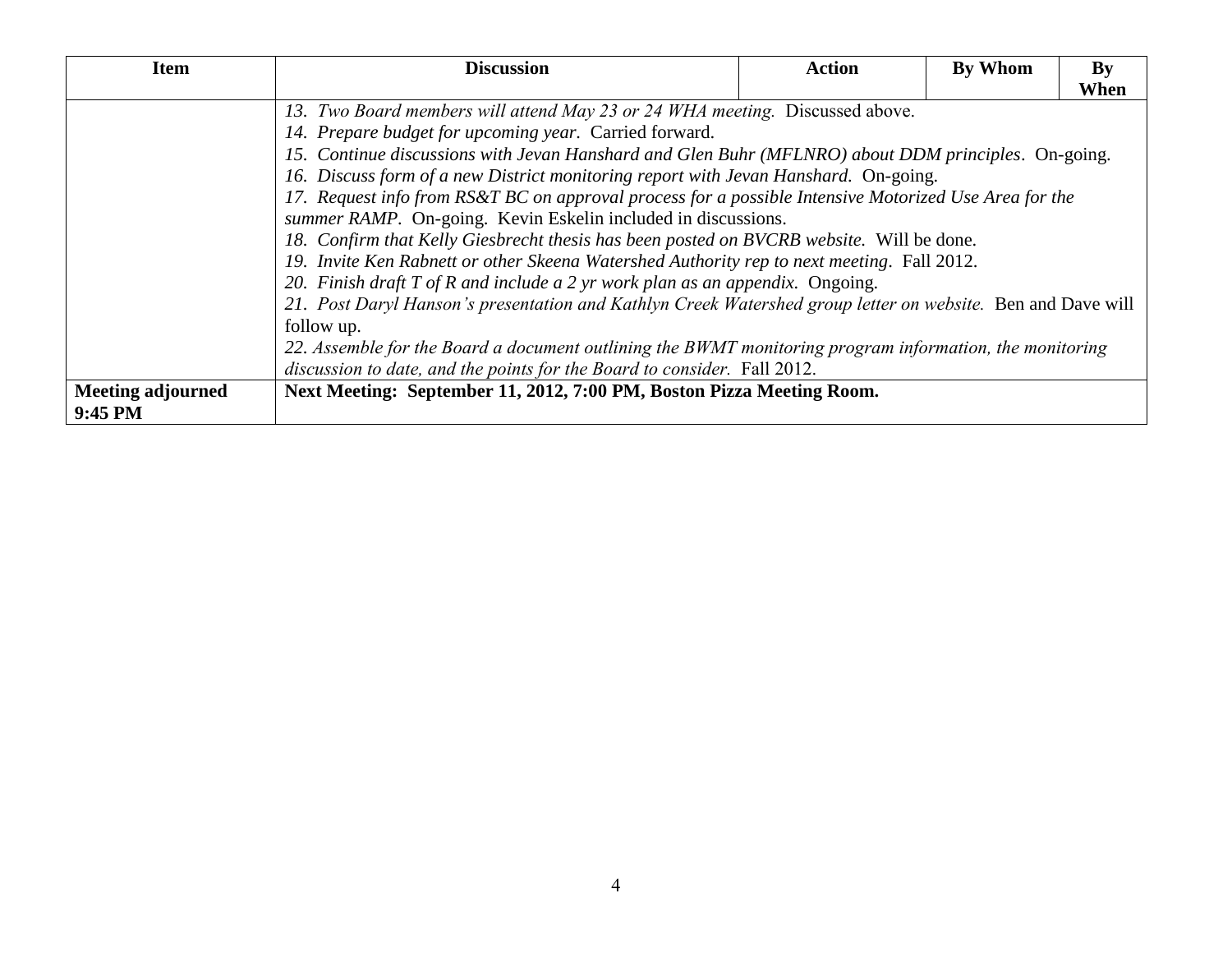| Item | Discussion | Action | By Whom | By When |
|---|---|---|---|---|
| | *13. Two Board members will attend May 23 or 24 WHA meeting.* Discussed above.<br>*14. Prepare budget for upcoming year.* Carried forward.<br>*15. Continue discussions with Jevan Hanshard and Glen Buhr (MFLNRO) about DDM principles*. On-going.<br>*16. Discuss form of a new District monitoring report with Jevan Hanshard.* On-going.<br>*17. Request info from RS&T BC on approval process for a possible Intensive Motorized Use Area for the summer RAMP*. On-going. Kevin Eskelin included in discussions.<br>*18. Confirm that Kelly Giesbrecht thesis has been posted on BVCRB website.* Will be done.<br>*19. Invite Ken Rabnett or other Skeena Watershed Authority rep to next meeting*. Fall 2012.<br>*20. Finish draft T of R and include a 2 yr work plan as an appendix.* Ongoing.<br>*21. Post Daryl Hanson's presentation and Kathlyn Creek Watershed group letter on website.* Ben and Dave will follow up.<br>*22. Assemble for the Board a document outlining the BWMT monitoring program information, the monitoring discussion to date, and the points for the Board to consider.* Fall 2012. | | | |
| **Meeting adjourned 9:45 PM** | **Next Meeting: September 11, 2012, 7:00 PM, Boston Pizza Meeting Room.** | | | |